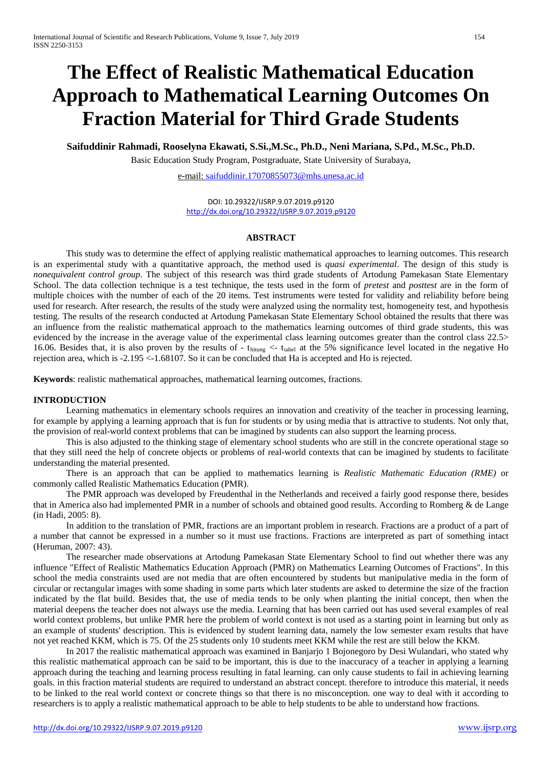# The Effect of Realistic Mathematical Education Approach to Mathematical Learning Outcomes On Fraction Material for Third Grade Students

**Saifuddinir Rahmadi, Rooselyna Ekawati, S.Si.,M.Sc., Ph.D., Neni Mariana, S.Pd., M.Sc., Ph.D.**

Basic Education Study Program, Postgraduate, State University of Surabaya,

e-mail: saifuddinir.17070855073@mhs.unesa.ac.id

DOI: 10.29322/IJSRP.9.07.2019.p9120
http://dx.doi.org/10.29322/IJSRP.9.07.2019.p9120

## ABSTRACT

This study was to determine the effect of applying realistic mathematical approaches to learning outcomes. This research is an experimental study with a quantitative approach, the method used is *quasi experimental*. The design of this study is *nonequivalent control group*. The subject of this research was third grade students of Artodung Pamekasan State Elementary School. The data collection technique is a test technique, the tests used in the form of *pretest* and *posttest* are in the form of multiple choices with the number of each of the 20 items. Test instruments were tested for validity and reliability before being used for research. After research, the results of the study were analyzed using the normality test, homogeneity test, and hypothesis testing. The results of the research conducted at Artodung Pamekasan State Elementary School obtained the results that there was an influence from the realistic mathematical approach to the mathematics learning outcomes of third grade students, this was evidenced by the increase in the average value of the experimental class learning outcomes greater than the control class 22.5> 16.06. Besides that, it is also proven by the results of - $t_{hitung}$ <- $t_{tabel}$ at the 5% significance level located in the negative Ho rejection area, which is -2.195 <-1.68107. So it can be concluded that Ha is accepted and Ho is rejected.

**Keywords**: realistic mathematical approaches, mathematical learning outcomes, fractions.

## INTRODUCTION

Learning mathematics in elementary schools requires an innovation and creativity of the teacher in processing learning, for example by applying a learning approach that is fun for students or by using media that is attractive to students. Not only that, the provision of real-world context problems that can be imagined by students can also support the learning process.

This is also adjusted to the thinking stage of elementary school students who are still in the concrete operational stage so that they still need the help of concrete objects or problems of real-world contexts that can be imagined by students to facilitate understanding the material presented.

There is an approach that can be applied to mathematics learning is *Realistic Mathematic Education (RME)* or commonly called Realistic Mathematics Education (PMR).

The PMR approach was developed by Freudenthal in the Netherlands and received a fairly good response there, besides that in America also had implemented PMR in a number of schools and obtained good results. According to Romberg & de Lange (in Hadi, 2005: 8).

In addition to the translation of PMR, fractions are an important problem in research. Fractions are a product of a part of a number that cannot be expressed in a number so it must use fractions. Fractions are interpreted as part of something intact (Heruman, 2007: 43).

The researcher made observations at Artodung Pamekasan State Elementary School to find out whether there was any influence "Effect of Realistic Mathematics Education Approach (PMR) on Mathematics Learning Outcomes of Fractions". In this school the media constraints used are not media that are often encountered by students but manipulative media in the form of circular or rectangular images with some shading in some parts which later students are asked to determine the size of the fraction indicated by the flat build. Besides that, the use of media tends to be only when planting the initial concept, then when the material deepens the teacher does not always use the media. Learning that has been carried out has used several examples of real world context problems, but unlike PMR here the problem of world context is not used as a starting point in learning but only as an example of students' description. This is evidenced by student learning data, namely the low semester exam results that have not yet reached KKM, which is 75. Of the 25 students only 10 students meet KKM while the rest are still below the KKM.

In 2017 the realistic mathematical approach was examined in Banjarjo 1 Bojonegoro by Desi Wulandari, who stated why this realistic mathematical approach can be said to be important, this is due to the inaccuracy of a teacher in applying a learning approach during the teaching and learning process resulting in fatal learning. can only cause students to fail in achieving learning goals. in this fraction material students are required to understand an abstract concept. therefore to introduce this material, it needs to be linked to the real world context or concrete things so that there is no misconception. one way to deal with it according to researchers is to apply a realistic mathematical approach to be able to help students to be able to understand how fractions.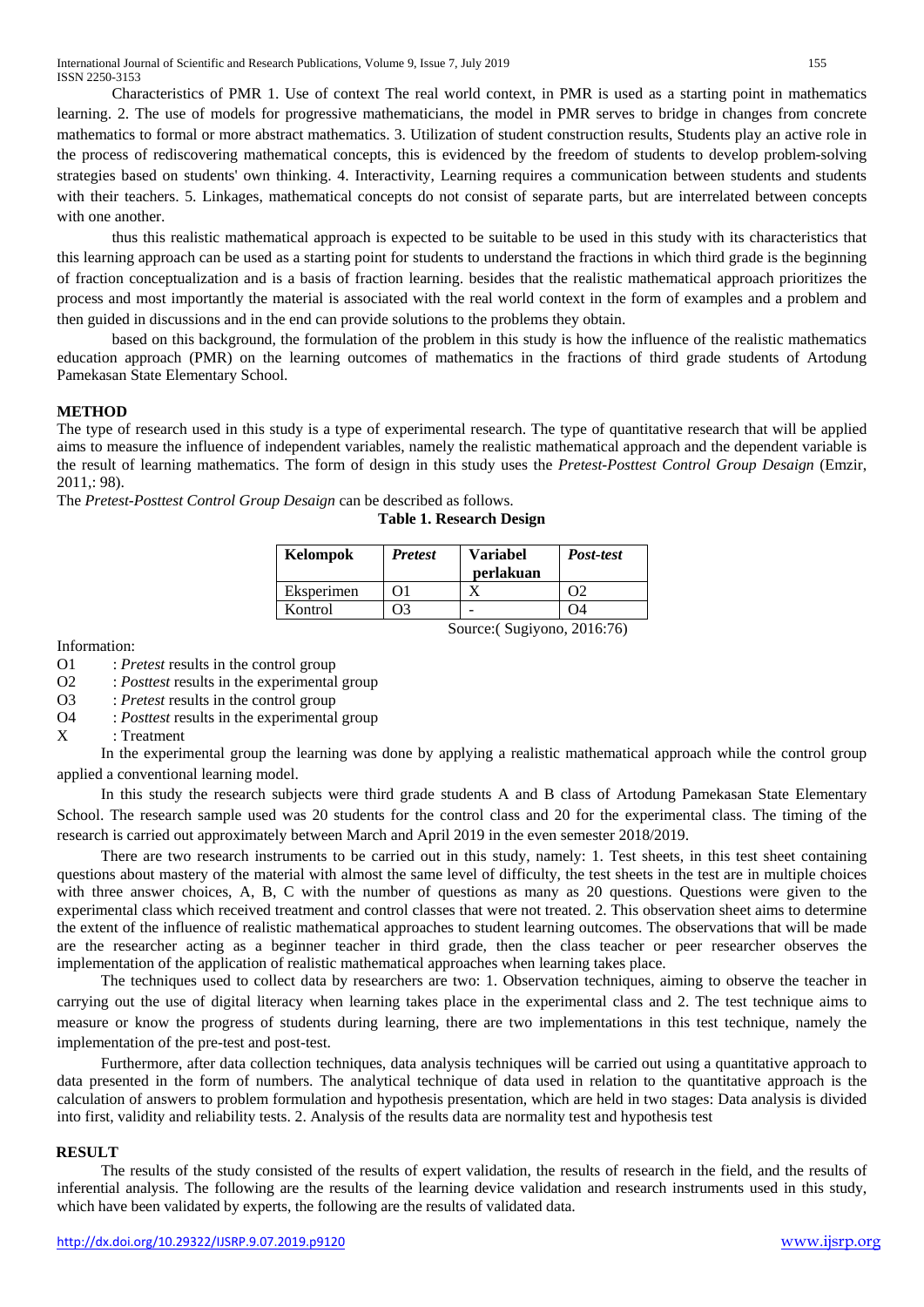Characteristics of PMR 1. Use of context The real world context, in PMR is used as a starting point in mathematics learning. 2. The use of models for progressive mathematicians, the model in PMR serves to bridge in changes from concrete mathematics to formal or more abstract mathematics. 3. Utilization of student construction results, Students play an active role in the process of rediscovering mathematical concepts, this is evidenced by the freedom of students to develop problem-solving strategies based on students' own thinking. 4. Interactivity, Learning requires a communication between students and students with their teachers. 5. Linkages, mathematical concepts do not consist of separate parts, but are interrelated between concepts with one another.

thus this realistic mathematical approach is expected to be suitable to be used in this study with its characteristics that this learning approach can be used as a starting point for students to understand the fractions in which third grade is the beginning of fraction conceptualization and is a basis of fraction learning. besides that the realistic mathematical approach prioritizes the process and most importantly the material is associated with the real world context in the form of examples and a problem and then guided in discussions and in the end can provide solutions to the problems they obtain.

based on this background, the formulation of the problem in this study is how the influence of the realistic mathematics education approach (PMR) on the learning outcomes of mathematics in the fractions of third grade students of Artodung Pamekasan State Elementary School.

## METHOD

The type of research used in this study is a type of experimental research. The type of quantitative research that will be applied aims to measure the influence of independent variables, namely the realistic mathematical approach and the dependent variable is the result of learning mathematics. The form of design in this study uses the *Pretest-Posttest Control Group Desaign* (Emzir, 2011,: 98).

The *Pretest-Posttest Control Group Desaign* can be described as follows.

**Table 1. Research Design**

| **Kelompok** | ***Pretest*** | **Variabel perlakuan** | ***Post-test*** |
|---|---|---|---|
| Eksperimen | O1 | X | O2 |
| Kontrol | O3 | - | O4 |

Source:( Sugiyono, 2016:76)

Information:

O1 : *Pretest* results in the control group

O2 : *Posttest* results in the experimental group

O3 : *Pretest* results in the control group

O4 : *Posttest* results in the experimental group

X : Treatment

In the experimental group the learning was done by applying a realistic mathematical approach while the control group applied a conventional learning model.

In this study the research subjects were third grade students A and B class of Artodung Pamekasan State Elementary School. The research sample used was 20 students for the control class and 20 for the experimental class. The timing of the research is carried out approximately between March and April 2019 in the even semester 2018/2019.

There are two research instruments to be carried out in this study, namely: 1. Test sheets, in this test sheet containing questions about mastery of the material with almost the same level of difficulty, the test sheets in the test are in multiple choices with three answer choices, A, B, C with the number of questions as many as 20 questions. Questions were given to the experimental class which received treatment and control classes that were not treated. 2. This observation sheet aims to determine the extent of the influence of realistic mathematical approaches to student learning outcomes. The observations that will be made are the researcher acting as a beginner teacher in third grade, then the class teacher or peer researcher observes the implementation of the application of realistic mathematical approaches when learning takes place.

The techniques used to collect data by researchers are two: 1. Observation techniques, aiming to observe the teacher in carrying out the use of digital literacy when learning takes place in the experimental class and 2. The test technique aims to measure or know the progress of students during learning, there are two implementations in this test technique, namely the implementation of the pre-test and post-test.

Furthermore, after data collection techniques, data analysis techniques will be carried out using a quantitative approach to data presented in the form of numbers. The analytical technique of data used in relation to the quantitative approach is the calculation of answers to problem formulation and hypothesis presentation, which are held in two stages: Data analysis is divided into first, validity and reliability tests. 2. Analysis of the results data are normality test and hypothesis test

## RESULT

The results of the study consisted of the results of expert validation, the results of research in the field, and the results of inferential analysis. The following are the results of the learning device validation and research instruments used in this study, which have been validated by experts, the following are the results of validated data.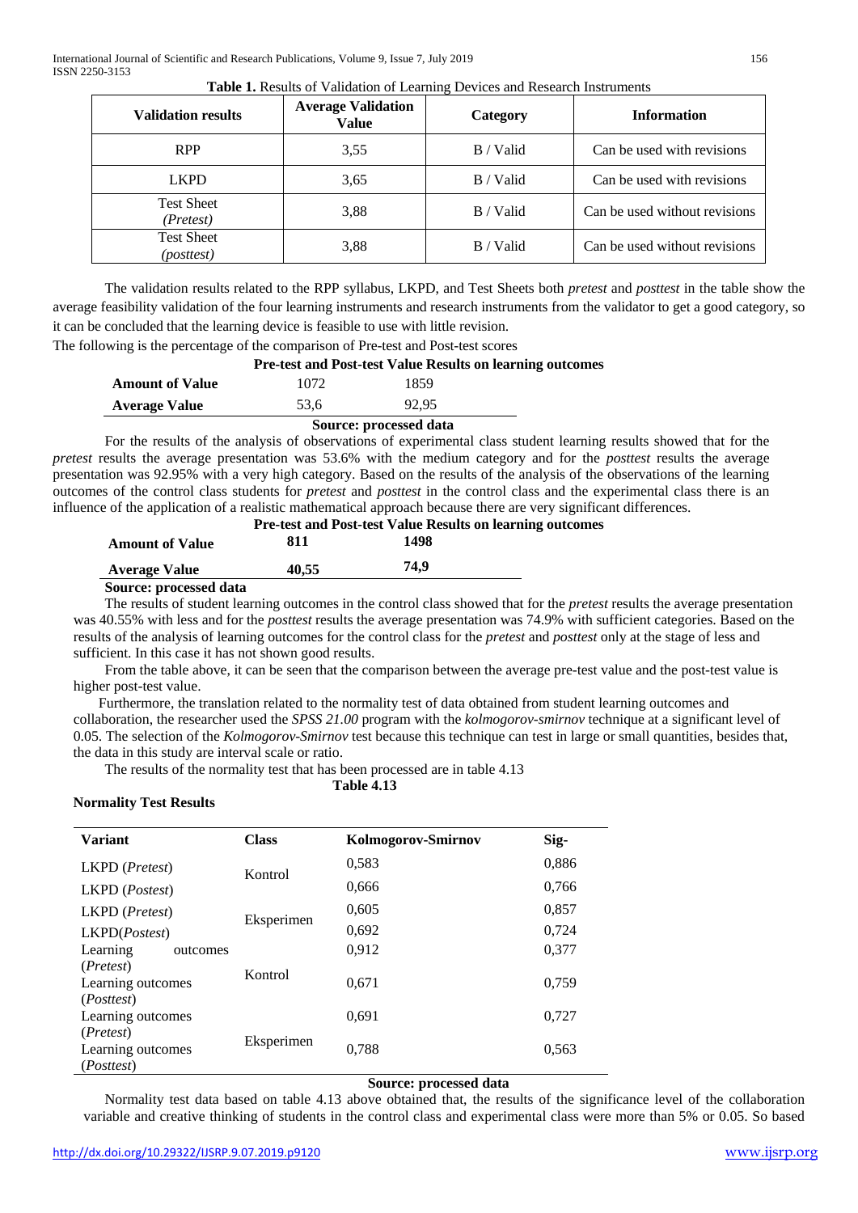**Table 1.** Results of Validation of Learning Devices and Research Instruments

| Validation results | Average Validation Value | Category | Information |
|---|---|---|---|
| RPP | 3,55 | B / Valid | Can be used with revisions |
| LKPD | 3,65 | B / Valid | Can be used with revisions |
| Test Sheet *(Pretest)* | 3,88 | B / Valid | Can be used without revisions |
| Test Sheet *(posttest)* | 3,88 | B / Valid | Can be used without revisions |

The validation results related to the RPP syllabus, LKPD, and Test Sheets both *pretest* and *posttest* in the table show the average feasibility validation of the four learning instruments and research instruments from the validator to get a good category, so it can be concluded that the learning device is feasible to use with little revision.

The following is the percentage of the comparison of Pre-test and Post-test scores

**Pre-test and Post-test Value Results on learning outcomes**

| | | |
|---|---|---|
| **Amount of Value** | 1072 | 1859 |
| **Average Value** | 53,6 | 92,95 |

**Source: processed data**

For the results of the analysis of observations of experimental class student learning results showed that for the *pretest* results the average presentation was 53.6% with the medium category and for the *posttest* results the average presentation was 92.95% with a very high category. Based on the results of the analysis of the observations of the learning outcomes of the control class students for *pretest* and *posttest* in the control class and the experimental class there is an influence of the application of a realistic mathematical approach because there are very significant differences.

**Pre-test and Post-test Value Results on learning outcomes**

| | | |
|---|---|---|
| **Amount of Value** | **811** | **1498** |
| **Average Value** | **40,55** | **74,9** |

**Source: processed data**

The results of student learning outcomes in the control class showed that for the *pretest* results the average presentation was 40.55% with less and for the *posttest* results the average presentation was 74.9% with sufficient categories. Based on the results of the analysis of learning outcomes for the control class for the *pretest* and *posttest* only at the stage of less and sufficient. In this case it has not shown good results.

From the table above, it can be seen that the comparison between the average pre-test value and the post-test value is higher post-test value.

Furthermore, the translation related to the normality test of data obtained from student learning outcomes and collaboration, the researcher used the *SPSS 21.00* program with the *kolmogorov-smirnov* technique at a significant level of 0.05. The selection of the *Kolmogorov-Smirnov* test because this technique can test in large or small quantities, besides that, the data in this study are interval scale or ratio.

The results of the normality test that has been processed are in table 4.13

**Table 4.13**

**Normality Test Results**

| Variant | Class | Kolmogorov-Smirnov | Sig- |
|---|---|---|---|
| LKPD (*Pretest*) | Kontrol | 0,583 | 0,886 |
| LKPD (*Postest*) | | 0,666 | 0,766 |
| LKPD (*Pretest*) | Eksperimen | 0,605 | 0,857 |
| LKPD(*Postest*) | | 0,692 | 0,724 |
| Learning outcomes (*Pretest*) | Kontrol | 0,912 | 0,377 |
| Learning outcomes (*Posttest*) | | 0,671 | 0,759 |
| Learning outcomes (*Pretest*) | Eksperimen | 0,691 | 0,727 |
| Learning outcomes (*Posttest*) | | 0,788 | 0,563 |

**Source: processed data**

Normality test data based on table 4.13 above obtained that, the results of the significance level of the collaboration variable and creative thinking of students in the control class and experimental class were more than 5% or 0.05. So based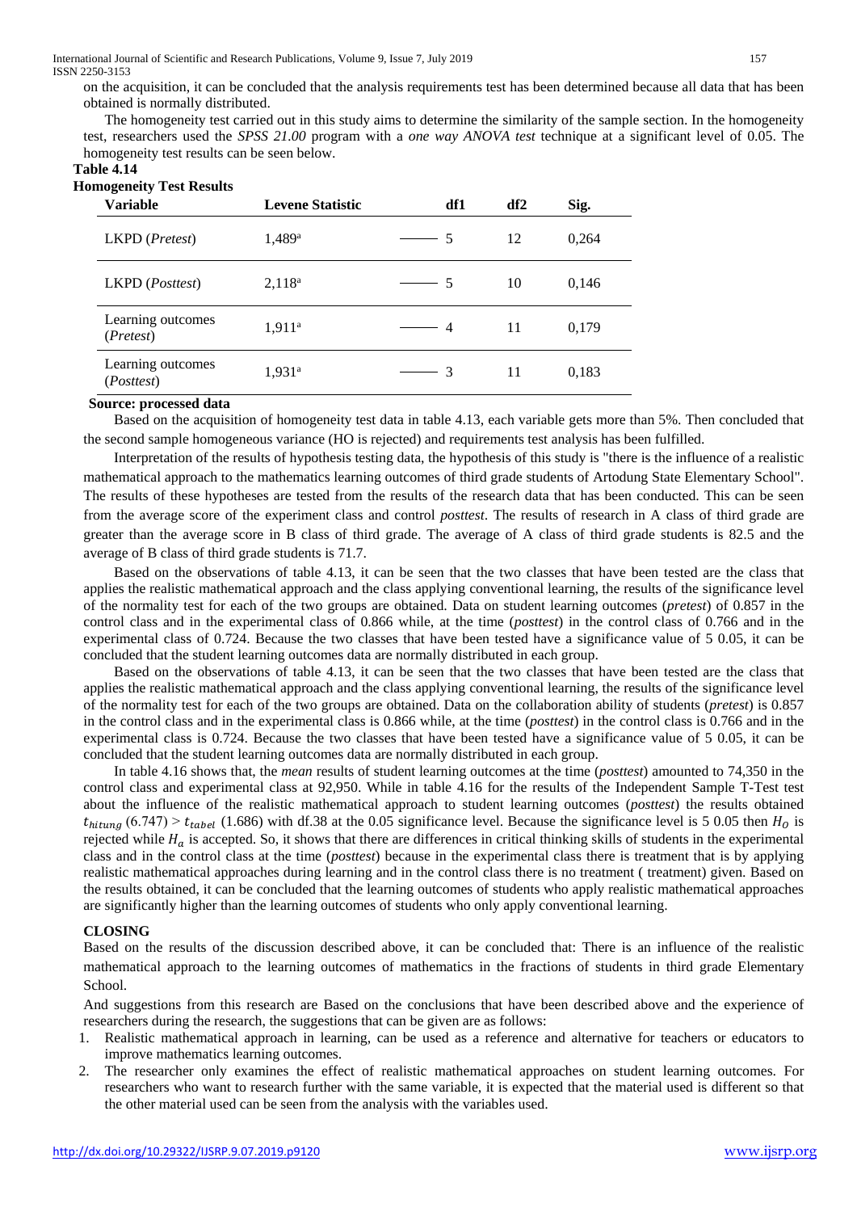on the acquisition, it can be concluded that the analysis requirements test has been determined because all data that has been obtained is normally distributed.

The homogeneity test carried out in this study aims to determine the similarity of the sample section. In the homogeneity test, researchers used the *SPSS 21.00* program with a *one way ANOVA test* technique at a significant level of 0.05. The homogeneity test results can be seen below.

**Table 4.14**

**Homogeneity Test Results**

| Variable | Levene Statistic | df1 | df2 | Sig. |
|---|---|---|---|---|
| LKPD (*Pretest*) | 1,489[a] | 5 | 12 | 0,264 |
| LKPD (*Posttest*) | 2,118[a] | 5 | 10 | 0,146 |
| Learning outcomes (*Pretest*) | 1,911[a] | 4 | 11 | 0,179 |
| Learning outcomes (*Posttest*) | 1,931[a] | 3 | 11 | 0,183 |

**Source: processed data**

Based on the acquisition of homogeneity test data in table 4.13, each variable gets more than 5%. Then concluded that the second sample homogeneous variance (HO is rejected) and requirements test analysis has been fulfilled.

Interpretation of the results of hypothesis testing data, the hypothesis of this study is "there is the influence of a realistic mathematical approach to the mathematics learning outcomes of third grade students of Artodung State Elementary School". The results of these hypotheses are tested from the results of the research data that has been conducted. This can be seen from the average score of the experiment class and control *posttest*. The results of research in A class of third grade are greater than the average score in B class of third grade. The average of A class of third grade students is 82.5 and the average of B class of third grade students is 71.7.

Based on the observations of table 4.13, it can be seen that the two classes that have been tested are the class that applies the realistic mathematical approach and the class applying conventional learning, the results of the significance level of the normality test for each of the two groups are obtained. Data on student learning outcomes (*pretest*) of 0.857 in the control class and in the experimental class of 0.866 while, at the time (*posttest*) in the control class of 0.766 and in the experimental class of 0.724. Because the two classes that have been tested have a significance value of 5 0.05, it can be concluded that the student learning outcomes data are normally distributed in each group.

Based on the observations of table 4.13, it can be seen that the two classes that have been tested are the class that applies the realistic mathematical approach and the class applying conventional learning, the results of the significance level of the normality test for each of the two groups are obtained. Data on the collaboration ability of students (*pretest*) is 0.857 in the control class and in the experimental class is 0.866 while, at the time (*posttest*) in the control class is 0.766 and in the experimental class is 0.724. Because the two classes that have been tested have a significance value of 5 0.05, it can be concluded that the student learning outcomes data are normally distributed in each group.

In table 4.16 shows that, the *mean* results of student learning outcomes at the time (*posttest*) amounted to 74,350 in the control class and experimental class at 92,950. While in table 4.16 for the results of the Independent Sample T-Test test about the influence of the realistic mathematical approach to student learning outcomes (*posttest*) the results obtained $t_{hitung}$ (6.747) > $t_{tabel}$ (1.686) with df.38 at the 0.05 significance level. Because the significance level is 5 0.05 then $H_O$ is rejected while $H_a$ is accepted. So, it shows that there are differences in critical thinking skills of students in the experimental class and in the control class at the time (*posttest*) because in the experimental class there is treatment that is by applying realistic mathematical approaches during learning and in the control class there is no treatment ( treatment) given. Based on the results obtained, it can be concluded that the learning outcomes of students who apply realistic mathematical approaches are significantly higher than the learning outcomes of students who only apply conventional learning.

## CLOSING

Based on the results of the discussion described above, it can be concluded that: There is an influence of the realistic mathematical approach to the learning outcomes of mathematics in the fractions of students in third grade Elementary School.

And suggestions from this research are Based on the conclusions that have been described above and the experience of researchers during the research, the suggestions that can be given are as follows:

1. Realistic mathematical approach in learning, can be used as a reference and alternative for teachers or educators to improve mathematics learning outcomes.
2. The researcher only examines the effect of realistic mathematical approaches on student learning outcomes. For researchers who want to research further with the same variable, it is expected that the material used is different so that the other material used can be seen from the analysis with the variables used.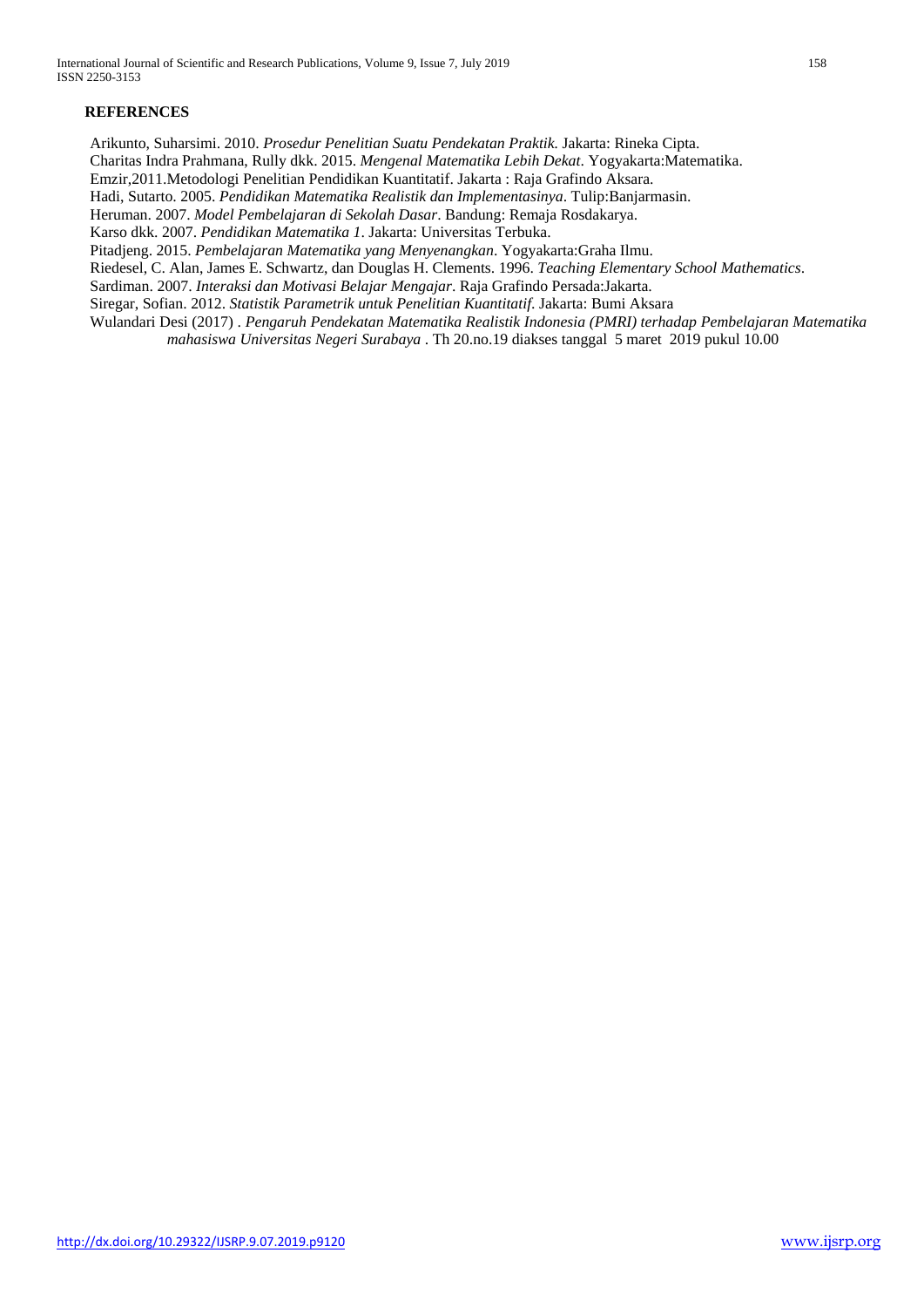## REFERENCES

Arikunto, Suharsimi. 2010. *Prosedur Penelitian Suatu Pendekatan Praktik.* Jakarta: Rineka Cipta.

Charitas Indra Prahmana, Rully dkk. 2015. *Mengenal Matematika Lebih Dekat*. Yogyakarta:Matematika.

Emzir,2011.Metodologi Penelitian Pendidikan Kuantitatif. Jakarta : Raja Grafindo Aksara.

Hadi, Sutarto. 2005. *Pendidikan Matematika Realistik dan Implementasinya*. Tulip:Banjarmasin.

Heruman. 2007. *Model Pembelajaran di Sekolah Dasar*. Bandung: Remaja Rosdakarya.

Karso dkk. 2007. *Pendidikan Matematika 1*. Jakarta: Universitas Terbuka.

Pitadjeng. 2015. *Pembelajaran Matematika yang Menyenangkan*. Yogyakarta:Graha Ilmu.

Riedesel, C. Alan, James E. Schwartz, dan Douglas H. Clements. 1996. *Teaching Elementary School Mathematics*.

Sardiman. 2007. *Interaksi dan Motivasi Belajar Mengajar*. Raja Grafindo Persada:Jakarta.

Siregar, Sofian. 2012. *Statistik Parametrik untuk Penelitian Kuantitatif.* Jakarta: Bumi Aksara

Wulandari Desi (2017) . *Pengaruh Pendekatan Matematika Realistik Indonesia (PMRI) terhadap Pembelajaran Matematika mahasiswa Universitas Negeri Surabaya* . Th 20.no.19 diakses tanggal 5 maret 2019 pukul 10.00